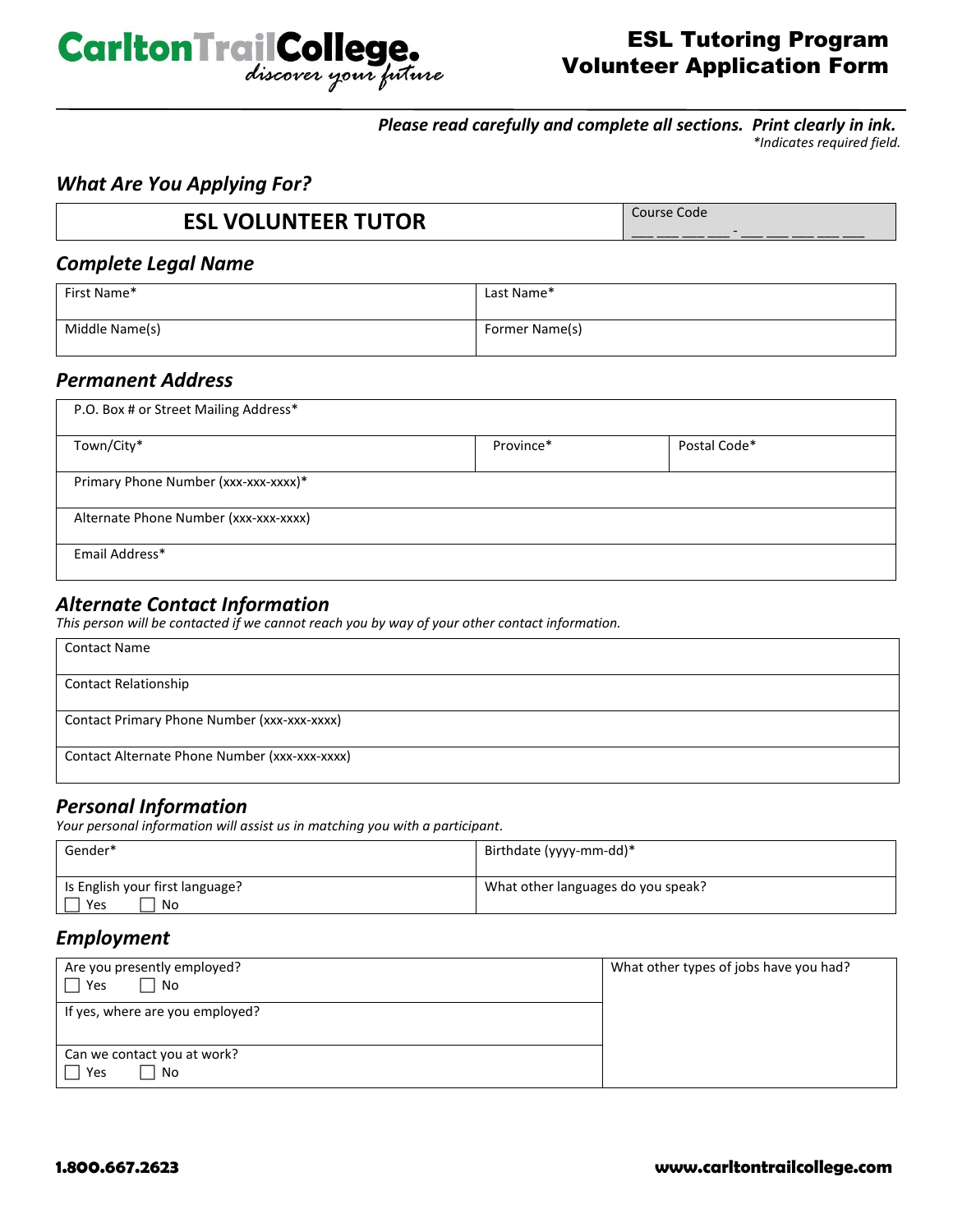Carlton Trail College. *discover your future*

# ESL Tutoring Program Volunteer Application Form

***Please read carefully and complete all sections. Print clearly in ink.***
*\*Indicates required field.*

## *What Are You Applying For?*

| | |
|---|---|
| **ESL VOLUNTEER TUTOR** | Course Code ___ ___ ___ ___ - ___ ___ ___ ___ ___ |

## *Complete Legal Name*

| | |
|---|---|
| First Name* | Last Name* |
| Middle Name(s) | Former Name(s) |

## *Permanent Address*

| | | |
|---|---|---|
| P.O. Box # or Street Mailing Address* | | |
| Town/City* | Province* | Postal Code* |
| Primary Phone Number (xxx-xxx-xxxx)* | | |
| Alternate Phone Number (xxx-xxx-xxxx) | | |
| Email Address* | | |

## *Alternate Contact Information*

*This person will be contacted if we cannot reach you by way of your other contact information.*

| |
|---|
| Contact Name |
| Contact Relationship |
| Contact Primary Phone Number (xxx-xxx-xxxx) |
| Contact Alternate Phone Number (xxx-xxx-xxxx) |

## *Personal Information*

*Your personal information will assist us in matching you with a participant.*

| | |
|---|---|
| Gender* | Birthdate (yyyy-mm-dd)* |
| Is English your first language? ☐ Yes ☐ No | What other languages do you speak? |

## *Employment*

| | |
|---|---|
| Are you presently employed? ☐ Yes ☐ No | What other types of jobs have you had? |
| If yes, where are you employed? | |
| Can we contact you at work? ☐ Yes ☐ No | |

1.800.667.2623 www.carltontrailcollege.com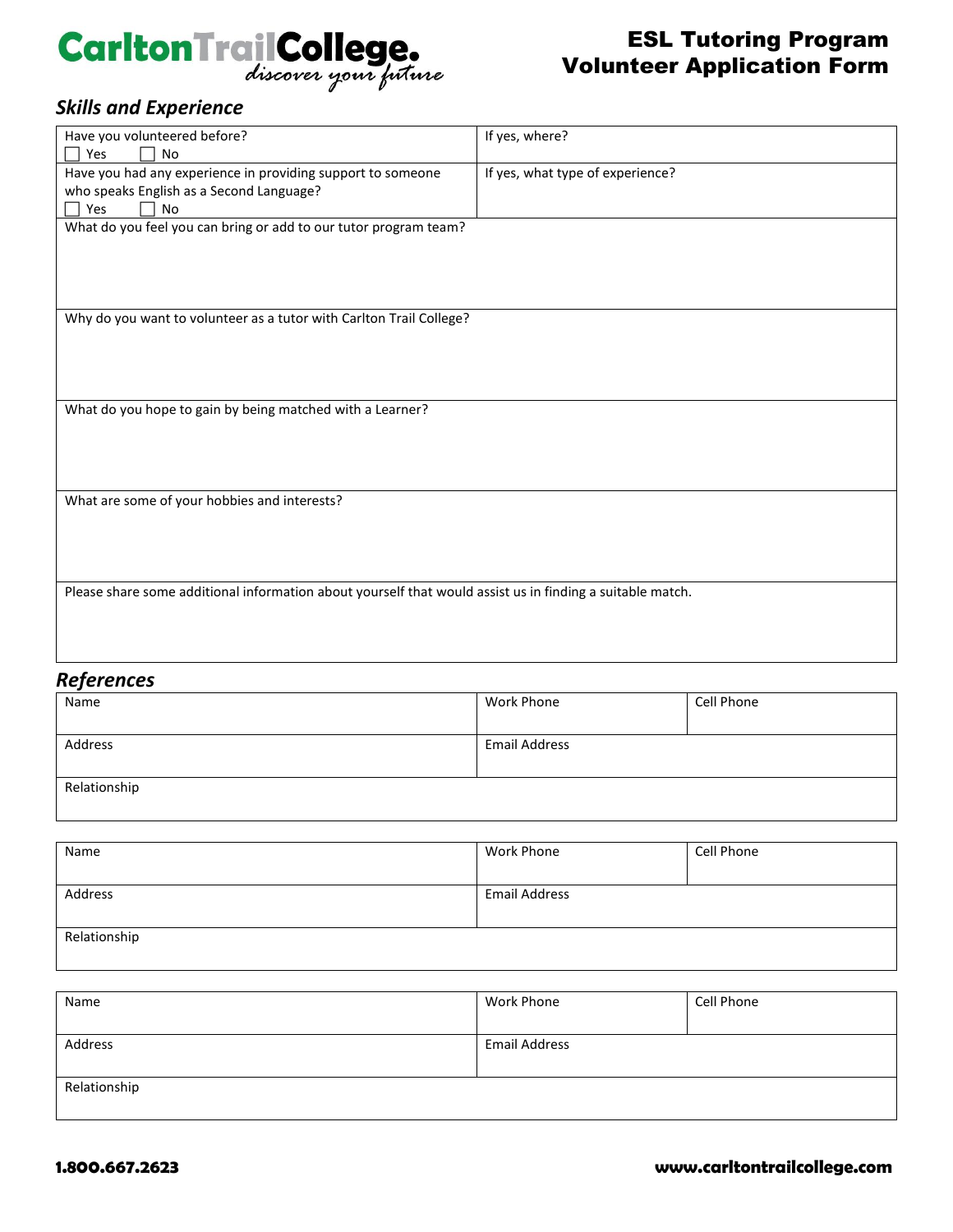# ESL Tutoring Program Volunteer Application Form

## *Skills and Experience*

| | |
|---|---|
| Have you volunteered before?<br>☐ Yes ☐ No | If yes, where? |
| Have you had any experience in providing support to someone who speaks English as a Second Language?<br>☐ Yes ☐ No | If yes, what type of experience? |
| What do you feel you can bring or add to our tutor program team? | |
| Why do you want to volunteer as a tutor with Carlton Trail College? | |
| What do you hope to gain by being matched with a Learner? | |
| What are some of your hobbies and interests? | |
| Please share some additional information about yourself that would assist us in finding a suitable match. | |

## *References*

| | | |
|---|---|---|
| Name | Work Phone | Cell Phone |
| Address | Email Address | |
| Relationship | | |

| | | |
|---|---|---|
| Name | Work Phone | Cell Phone |
| Address | Email Address | |
| Relationship | | |

| | | |
|---|---|---|
| Name | Work Phone | Cell Phone |
| Address | Email Address | |
| Relationship | | |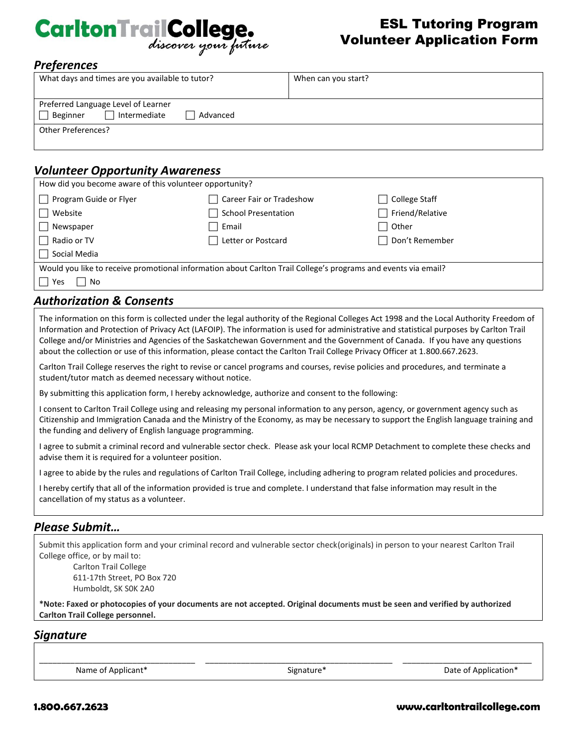**Carlton Trail College.** *discover your future*

# ESL Tutoring Program Volunteer Application Form

## *Preferences*

| What days and times are you available to tutor? | When can you start? |
|---|---|
| Preferred Language Level of Learner ☐ Beginner ☐ Intermediate ☐ Advanced | |
| Other Preferences? | |

## *Volunteer Opportunity Awareness*

How did you become aware of this volunteer opportunity?

| | | |
|---|---|---|
| ☐ Program Guide or Flyer | ☐ Career Fair or Tradeshow | ☐ College Staff |
| ☐ Website | ☐ School Presentation | ☐ Friend/Relative |
| ☐ Newspaper | ☐ Email | ☐ Other |
| ☐ Radio or TV | ☐ Letter or Postcard | ☐ Don't Remember |
| ☐ Social Media | | |

Would you like to receive promotional information about Carlton Trail College's programs and events via email?

☐ Yes ☐ No

## *Authorization & Consents*

The information on this form is collected under the legal authority of the Regional Colleges Act 1998 and the Local Authority Freedom of Information and Protection of Privacy Act (LAFOIP). The information is used for administrative and statistical purposes by Carlton Trail College and/or Ministries and Agencies of the Saskatchewan Government and the Government of Canada. If you have any questions about the collection or use of this information, please contact the Carlton Trail College Privacy Officer at 1.800.667.2623.

Carlton Trail College reserves the right to revise or cancel programs and courses, revise policies and procedures, and terminate a student/tutor match as deemed necessary without notice.

By submitting this application form, I hereby acknowledge, authorize and consent to the following:

I consent to Carlton Trail College using and releasing my personal information to any person, agency, or government agency such as Citizenship and Immigration Canada and the Ministry of the Economy, as may be necessary to support the English language training and the funding and delivery of English language programming.

I agree to submit a criminal record and vulnerable sector check. Please ask your local RCMP Detachment to complete these checks and advise them it is required for a volunteer position.

I agree to abide by the rules and regulations of Carlton Trail College, including adhering to program related policies and procedures.

I hereby certify that all of the information provided is true and complete. I understand that false information may result in the cancellation of my status as a volunteer.

## *Please Submit…*

Submit this application form and your criminal record and vulnerable sector check(originals) in person to your nearest Carlton Trail College office, or by mail to:

Carlton Trail College
611-17th Street, PO Box 720
Humboldt, SK S0K 2A0

**\*Note: Faxed or photocopies of your documents are not accepted. Original documents must be seen and verified by authorized Carlton Trail College personnel.**

## *Signature*

| ______________________________ | ______________________________ | ______________________________ |
|---|---|---|
| Name of Applicant* | Signature* | Date of Application* |

**1.800.667.2623** **www.carltontrailcollege.com**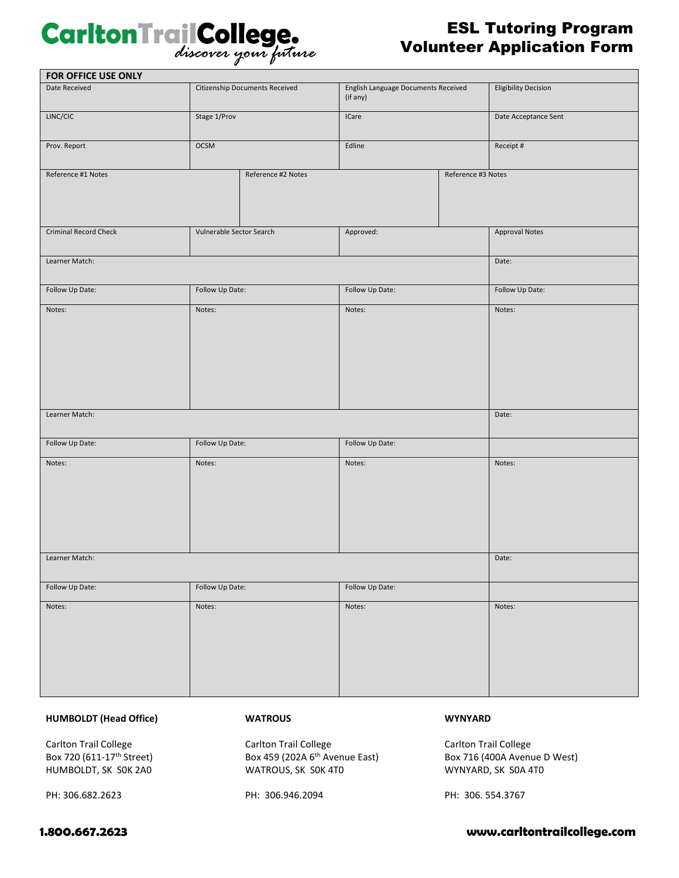Carlton Trail College. *discover your future*

# ESL Tutoring Program Volunteer Application Form

| FOR OFFICE USE ONLY | | | |
|---|---|---|---|
| Date Received | Citizenship Documents Received | English Language Documents Received (if any) | Eligibility Decision |
| LINC/CIC | Stage 1/Prov | ICare | Date Acceptance Sent |
| Prov. Report | OCSM | Edline | Receipt # |

| Reference #1 Notes | Reference #2 Notes | Reference #3 Notes |
|---|---|---|
| | | |

| Criminal Record Check | Vulnerable Sector Search | Approved: | Approval Notes |
|---|---|---|---|
| Learner Match: | | | Date: |
| Follow Up Date: | Follow Up Date: | Follow Up Date: | Follow Up Date: |
| Notes: | Notes: | Notes: | Notes: |
| Learner Match: | | | Date: |
| Follow Up Date: | Follow Up Date: | Follow Up Date: | |
| Notes: | Notes: | Notes: | Notes: |
| Learner Match: | | | Date: |
| Follow Up Date: | Follow Up Date: | Follow Up Date: | |
| Notes: | Notes: | Notes: | Notes: |

**HUMBOLDT (Head Office)**

Carlton Trail College
Box 720 (611-17th Street)
HUMBOLDT, SK S0K 2A0

PH: 306.682.2623

**WATROUS**

Carlton Trail College
Box 459 (202A 6th Avenue East)
WATROUS, SK S0K 4T0

PH: 306.946.2094

**WYNYARD**

Carlton Trail College
Box 716 (400A Avenue D West)
WYNYARD, SK S0A 4T0

PH: 306. 554.3767

**1.800.667.2623**

**www.carltontrailcollege.com**